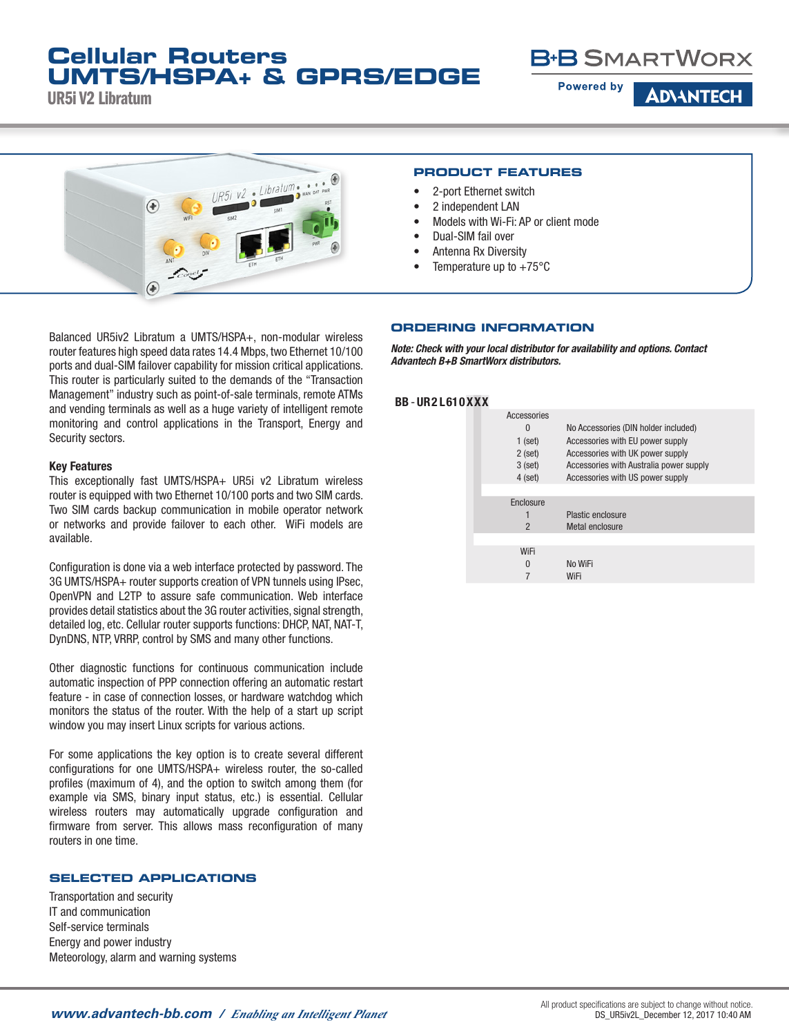# Cellular Routers UMTS/HSPA+ & GPRS/EDGE

## UR5i V2 Libratum

B+B SmartWorx

Powered by ADVANTECH

## PRODUCT FEATURES

- 2-port Ethernet switch
- 2 independent LAN
- Models with Wi-Fi: AP or client mode
- Dual-SIM fail over
- Antenna Rx Diversity
- Temperature up to +75°C

Balanced UR5iv2 Libratum a UMTS/HSPA+, non-modular wireless router features high speed data rates 14.4 Mbps, two Ethernet 10/100 ports and dual-SIM failover capability for mission critical applications. This router is particularly suited to the demands of the "Transaction Management" industry such as point-of-sale terminals, remote ATMs and vending terminals as well as a huge variety of intelligent remote monitoring and control applications in the Transport, Energy and Security sectors.

**Key Features**

This exceptionally fast UMTS/HSPA+ UR5i v2 Libratum wireless router is equipped with two Ethernet 10/100 ports and two SIM cards. Two SIM cards backup communication in mobile operator network or networks and provide failover to each other. WiFi models are available.

Configuration is done via a web interface protected by password. The 3G UMTS/HSPA+ router supports creation of VPN tunnels using IPsec, OpenVPN and L2TP to assure safe communication. Web interface provides detail statistics about the 3G router activities, signal strength, detailed log, etc. Cellular router supports functions: DHCP, NAT, NAT-T, DynDNS, NTP, VRRP, control by SMS and many other functions.

Other diagnostic functions for continuous communication include automatic inspection of PPP connection offering an automatic restart feature - in case of connection losses, or hardware watchdog which monitors the status of the router. With the help of a start up script window you may insert Linux scripts for various actions.

For some applications the key option is to create several different configurations for one UMTS/HSPA+ wireless router, the so-called profiles (maximum of 4), and the option to switch among them (for example via SMS, binary input status, etc.) is essential. Cellular wireless routers may automatically upgrade configuration and firmware from server. This allows mass reconfiguration of many routers in one time.

## SELECTED APPLICATIONS

Transportation and security
IT and communication
Self-service terminals
Energy and power industry
Meteorology, alarm and warning systems

## ORDERING INFORMATION

***Note: Check with your local distributor for availability and options. Contact Advantech B+B SmartWorx distributors.***

**BB - UR2 L 6 1 0 X X X**

| Code | Description |
|---|---|
| **Accessories** | |
| 0 | No Accessories (DIN holder included) |
| 1 (set) | Accessories with EU power supply |
| 2 (set) | Accessories with UK power supply |
| 3 (set) | Accessories with Australia power supply |
| 4 (set) | Accessories with US power supply |
| **Enclosure** | |
| 1 | Plastic enclosure |
| 2 | Metal enclosure |
| **WiFi** | |
| 0 | No WiFi |
| 7 | WiFi |

**www.advantech-bb.com** / *Enabling an Intelligent Planet*

All product specifications are subject to change without notice.
DS_UR5iv2L_December 12, 2017 10:40 AM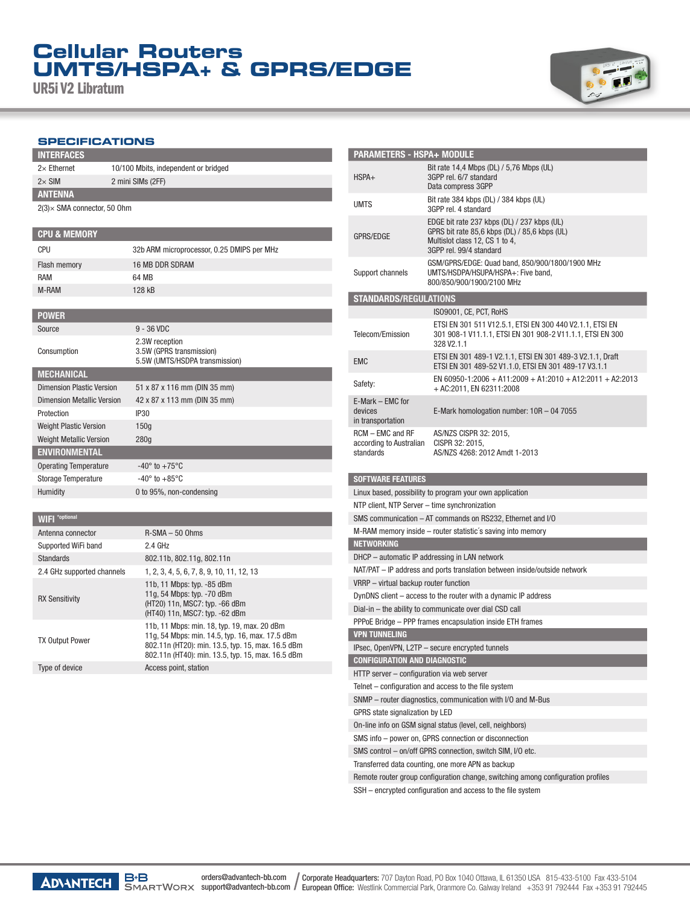# Cellular Routers UMTS/HSPA+ & GPRS/EDGE

## UR5i V2 Libratum

## SPECIFICATIONS

| INTERFACES | |
|---|---|
| 2× Ethernet | 10/100 Mbits, independent or bridged |
| 2× SIM | 2 mini SIMs (2FF) |

| ANTENNA |
|---|
| 2(3)× SMA connector, 50 Ohm |

| CPU & MEMORY | |
|---|---|
| CPU | 32b ARM microprocessor, 0.25 DMIPS per MHz |
| Flash memory | 16 MB DDR SDRAM |
| RAM | 64 MB |
| M-RAM | 128 kB |

| POWER | |
|---|---|
| Source | 9 - 36 VDC |
| Consumption | 2.3W reception<br>3.5W (GPRS transmission)<br>5.5W (UMTS/HSDPA transmission) |

| MECHANICAL | |
|---|---|
| Dimension Plastic Version | 51 x 87 x 116 mm (DIN 35 mm) |
| Dimension Metallic Version | 42 x 87 x 113 mm (DIN 35 mm) |
| Protection | IP30 |
| Weight Plastic Version | 150g |
| Weight Metallic Version | 280g |

| ENVIRONMENTAL | |
|---|---|
| Operating Temperature | -40° to +75°C |
| Storage Temperature | -40° to +85°C |
| Humidity | 0 to 95%, non-condensing |

| WIFI *optional | |
|---|---|
| Antenna connector | R-SMA – 50 Ohms |
| Supported WiFi band | 2.4 GHz |
| Standards | 802.11b, 802.11g, 802.11n |
| 2.4 GHz supported channels | 1, 2, 3, 4, 5, 6, 7, 8, 9, 10, 11, 12, 13 |
| RX Sensitivity | 11b, 11 Mbps: typ. -85 dBm<br>11g, 54 Mbps: typ. -70 dBm<br>(HT20) 11n, MSC7: typ. -66 dBm<br>(HT40) 11n, MSC7: typ. -62 dBm |
| TX Output Power | 11b, 11 Mbps: min. 18, typ. 19, max. 20 dBm<br>11g, 54 Mbps: min. 14.5, typ. 16, max. 17.5 dBm<br>802.11n (HT20): min. 13.5, typ. 15, max. 16.5 dBm<br>802.11n (HT40): min. 13.5, typ. 15, max. 16.5 dBm |
| Type of device | Access point, station |

| PARAMETERS - HSPA+ MODULE | |
|---|---|
| HSPA+ | Bit rate 14,4 Mbps (DL) / 5,76 Mbps (UL)<br>3GPP rel. 6/7 standard<br>Data compress 3GPP |
| UMTS | Bit rate 384 kbps (DL) / 384 kbps (UL)<br>3GPP rel. 4 standard |
| GPRS/EDGE | EDGE bit rate 237 kbps (DL) / 237 kbps (UL)<br>GPRS bit rate 85,6 kbps (DL) / 85,6 kbps (UL)<br>Multislot class 12, CS 1 to 4,<br>3GPP rel. 99/4 standard |
| Support channels | GSM/GPRS/EDGE: Quad band, 850/900/1800/1900 MHz<br>UMTS/HSDPA/HSUPA/HSPA+: Five band,<br>800/850/900/1900/2100 MHz |

| STANDARDS/REGULATIONS | |
|---|---|
| | ISO9001, CE, PCT, RoHS |
| Telecom/Emission | ETSI EN 301 511 V12.5.1, ETSI EN 300 440 V2.1.1, ETSI EN 301 908-1 V11.1.1, ETSI EN 301 908-2 V11.1.1, ETSI EN 300 328 V2.1.1 |
| EMC | ETSI EN 301 489-1 V2.1.1, ETSI EN 301 489-3 V2.1.1, Draft ETSI EN 301 489-52 V1.1.0, ETSI EN 301 489-17 V3.1.1 |
| Safety: | EN 60950-1:2006 + A11:2009 + A1:2010 + A12:2011 + A2:2013 + AC:2011, EN 62311:2008 |
| E-Mark – EMC for devices in transportation | E-Mark homologation number: 10R – 04 7055 |
| RCM – EMC and RF according to Australian standards | AS/NZS CISPR 32: 2015,<br>CISPR 32: 2015,<br>AS/NZS 4268: 2012 Amdt 1-2013 |

| SOFTWARE FEATURES |
|---|
| Linux based, possibility to program your own application |
| NTP client, NTP Server – time synchronization |
| SMS communication – AT commands on RS232, Ethernet and I/O |
| M-RAM memory inside – router statistic´s saving into memory |
| **NETWORKING** |
| DHCP – automatic IP addressing in LAN network |
| NAT/PAT – IP address and ports translation between inside/outside network |
| VRRP – virtual backup router function |
| DynDNS client – access to the router with a dynamic IP address |
| Dial-in – the ability to communicate over dial CSD call |
| PPPoE Bridge – PPP frames encapsulation inside ETH frames |
| **VPN TUNNELING** |
| IPsec, OpenVPN, L2TP – secure encrypted tunnels |
| **CONFIGURATION AND DIAGNOSTIC** |
| HTTP server – configuration via web server |
| Telnet – configuration and access to the file system |
| SNMP – router diagnostics, communication with I/O and M-Bus |
| GPRS state signalization by LED |
| On-line info on GSM signal status (level, cell, neighbors) |
| SMS info – power on, GPRS connection or disconnection |
| SMS control – on/off GPRS connection, switch SIM, I/O etc. |
| Transferred data counting, one more APN as backup |
| Remote router group configuration change, switching among configuration profiles |
| SSH – encrypted configuration and access to the file system |

ADVANTECH B+B SMARTWORX orders@advantech-bb.com support@advantech-bb.com / **Corporate Headquarters:** 707 Dayton Road, PO Box 1040 Ottawa, IL 61350 USA 815-433-5100 Fax 433-5104 **European Office:** Westlink Commercial Park, Oranmore Co. Galway Ireland +353 91 792444 Fax +353 91 792445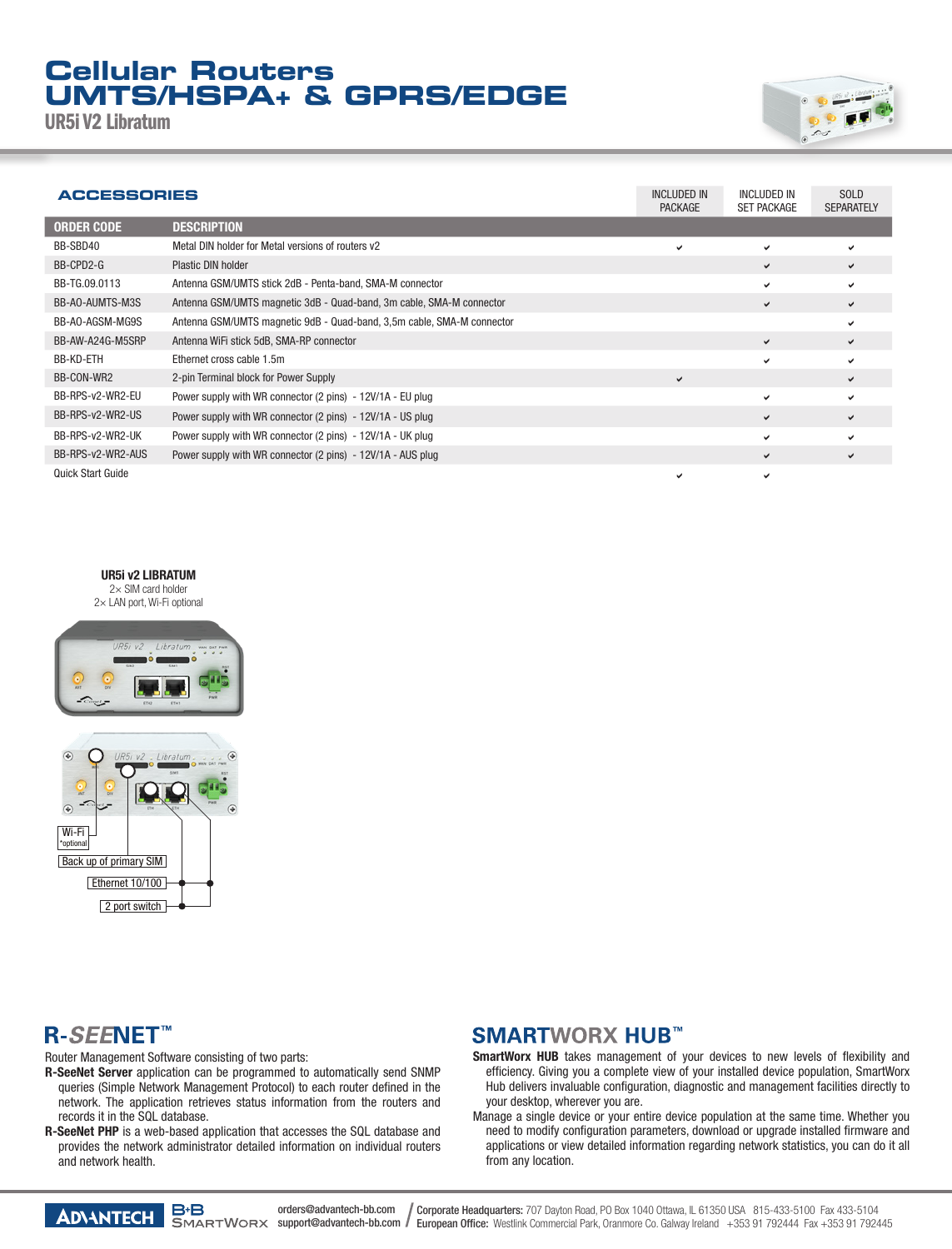# Cellular Routers UMTS/HSPA+ & GPRS/EDGE

## UR5i V2 Libratum

## ACCESSORIES

| ORDER CODE | DESCRIPTION | INCLUDED IN PACKAGE | INCLUDED IN SET PACKAGE | SOLD SEPARATELY |
|---|---|---|---|---|
| BB-SBD40 | Metal DIN holder for Metal versions of routers v2 | ✔ | ✔ | ✔ |
| BB-CPD2-G | Plastic DIN holder | | ✔ | ✔ |
| BB-TG.09.0113 | Antenna GSM/UMTS stick 2dB - Penta-band, SMA-M connector | | ✔ | ✔ |
| BB-AO-AUMTS-M3S | Antenna GSM/UMTS magnetic 3dB - Quad-band, 3m cable, SMA-M connector | | ✔ | ✔ |
| BB-AO-AGSM-MG9S | Antenna GSM/UMTS magnetic 9dB - Quad-band, 3,5m cable, SMA-M connector | | | ✔ |
| BB-AW-A24G-M5SRP | Antenna WiFi stick 5dB, SMA-RP connector | | ✔ | ✔ |
| BB-KD-ETH | Ethernet cross cable 1.5m | | ✔ | ✔ |
| BB-CON-WR2 | 2-pin Terminal block for Power Supply | ✔ | | ✔ |
| BB-RPS-v2-WR2-EU | Power supply with WR connector (2 pins) - 12V/1A - EU plug | | ✔ | ✔ |
| BB-RPS-v2-WR2-US | Power supply with WR connector (2 pins) - 12V/1A - US plug | | ✔ | ✔ |
| BB-RPS-v2-WR2-UK | Power supply with WR connector (2 pins) - 12V/1A - UK plug | | ✔ | ✔ |
| BB-RPS-v2-WR2-AUS | Power supply with WR connector (2 pins) - 12V/1A - AUS plug | | ✔ | ✔ |
| Quick Start Guide | | ✔ | ✔ | |

**UR5i v2 LIBRATUM**
2× SIM card holder
2× LAN port, Wi-Fi optional

Wi-Fi
*optional
Back up of primary SIM
Ethernet 10/100
2 port switch

## R-SEENET™

Router Management Software consisting of two parts:

**R-SeeNet Server** application can be programmed to automatically send SNMP queries (Simple Network Management Protocol) to each router defined in the network. The application retrieves status information from the routers and records it in the SQL database.

**R-SeeNet PHP** is a web-based application that accesses the SQL database and provides the network administrator detailed information on individual routers and network health.

## SMARTWORX HUB™

**SmartWorx HUB** takes management of your devices to new levels of flexibility and efficiency. Giving you a complete view of your installed device population, SmartWorx Hub delivers invaluable configuration, diagnostic and management facilities directly to your desktop, wherever you are.

Manage a single device or your entire device population at the same time. Whether you need to modify configuration parameters, download or upgrade installed firmware and applications or view detailed information regarding network statistics, you can do it all from any location.

ADVANTECH B+B SMARTWORX
orders@advantech-bb.com
support@advantech-bb.com
**Corporate Headquarters:** 707 Dayton Road, PO Box 1040 Ottawa, IL 61350 USA 815-433-5100 Fax 433-5104
**European Office:** Westlink Commercial Park, Oranmore Co. Galway Ireland +353 91 792444 Fax +353 91 792445